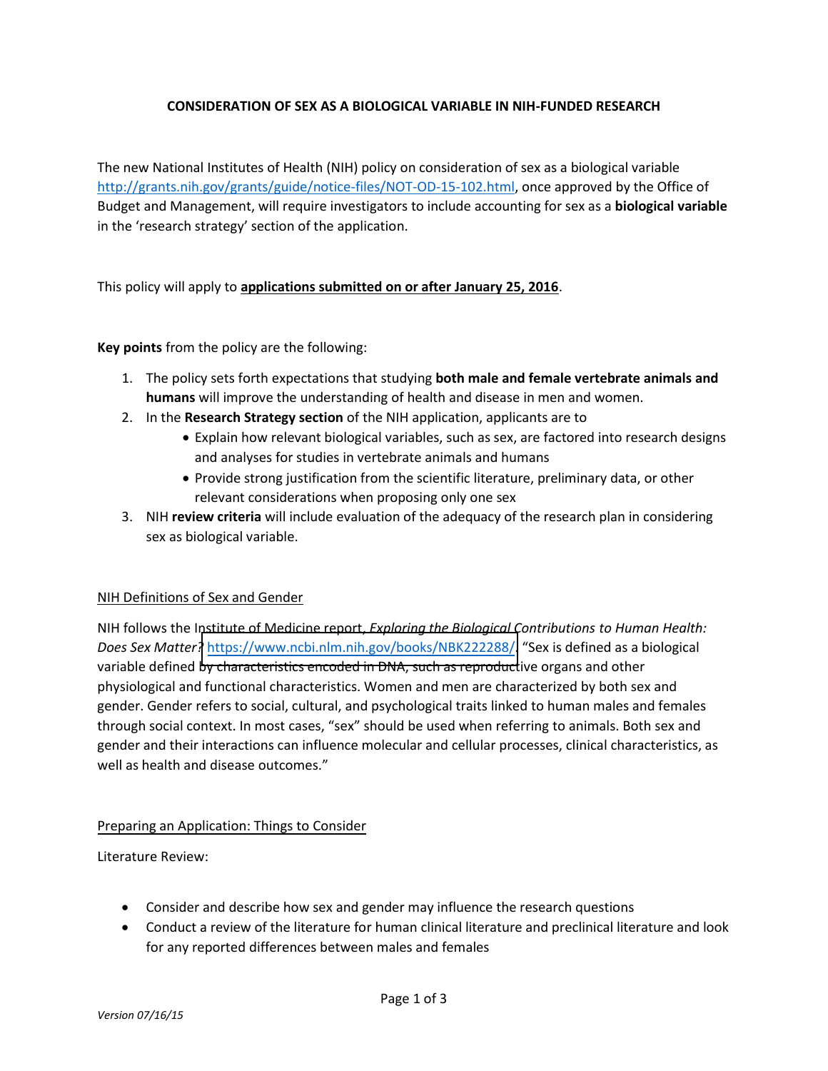# CONSIDERATION OF SEX AS A BIOLOGICAL VARIABLE IN NIH-FUNDED RESEARCH

The new National Institutes of Health (NIH) policy on consideration of sex as a biological variable http://grants.nih.gov/grants/guide/notice-files/NOT-OD-15-102.html, once approved by the Office of Budget and Management, will require investigators to include accounting for sex as a **biological variable** in the 'research strategy' section of the application.

This policy will apply to **applications submitted on or after January 25, 2016**.

**Key points** from the policy are the following:

1. The policy sets forth expectations that studying **both male and female vertebrate animals and humans** will improve the understanding of health and disease in men and women.
2. In the **Research Strategy section** of the NIH application, applicants are to
   - Explain how relevant biological variables, such as sex, are factored into research designs and analyses for studies in vertebrate animals and humans
   - Provide strong justification from the scientific literature, preliminary data, or other relevant considerations when proposing only one sex
3. NIH **review criteria** will include evaluation of the adequacy of the research plan in considering sex as biological variable.

## NIH Definitions of Sex and Gender

NIH follows the Institute of Medicine report, *Exploring the Biological Contributions to Human Health: Does Sex Matter?* https://www.ncbi.nlm.nih.gov/books/NBK222288/. "Sex is defined as a biological variable defined by characteristics encoded in DNA, such as reproductive organs and other physiological and functional characteristics. Women and men are characterized by both sex and gender. Gender refers to social, cultural, and psychological traits linked to human males and females through social context. In most cases, "sex" should be used when referring to animals. Both sex and gender and their interactions can influence molecular and cellular processes, clinical characteristics, as well as health and disease outcomes."

## Preparing an Application: Things to Consider

Literature Review:

- Consider and describe how sex and gender may influence the research questions
- Conduct a review of the literature for human clinical literature and preclinical literature and look for any reported differences between males and females

*Version 07/16/15*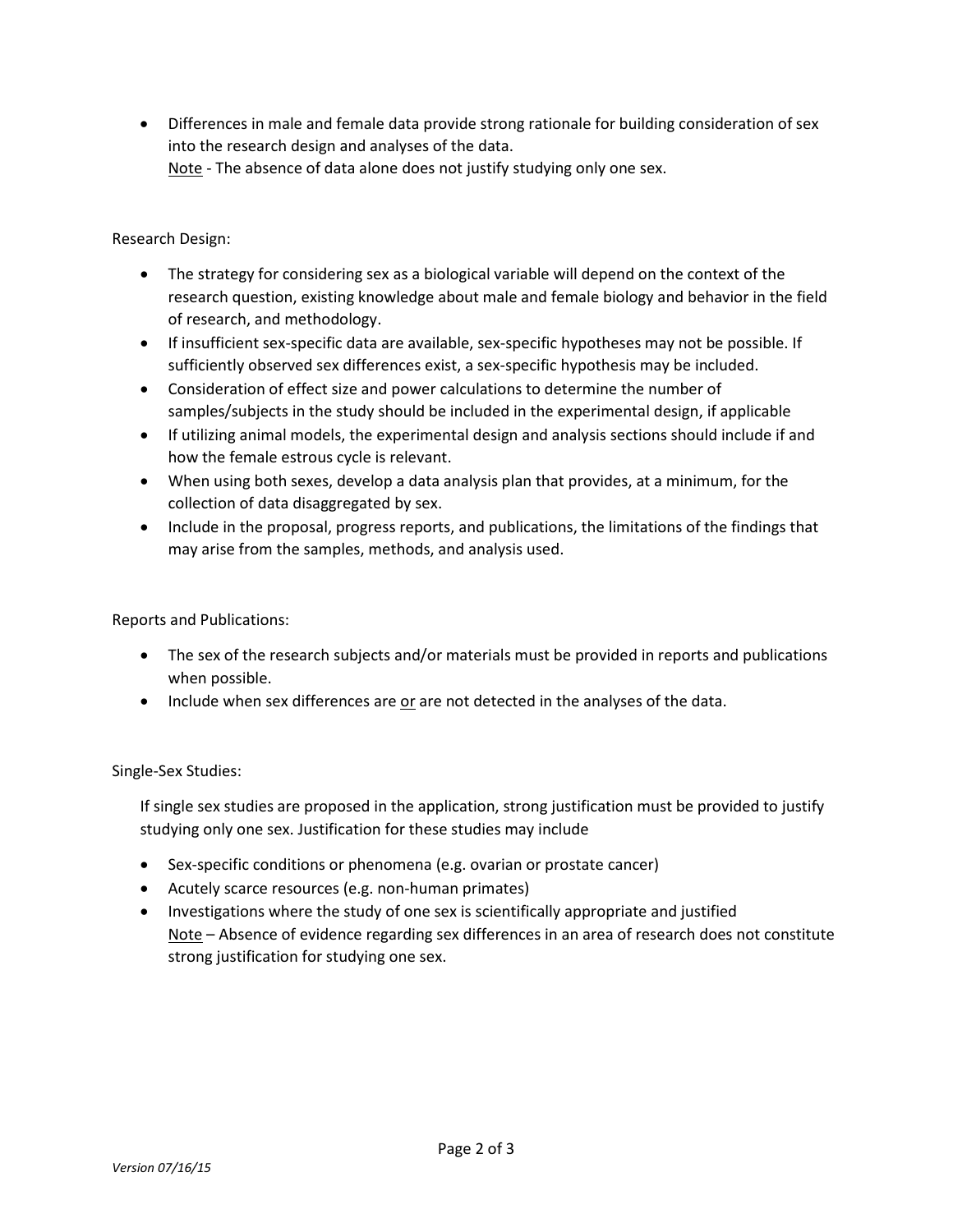- Differences in male and female data provide strong rationale for building consideration of sex into the research design and analyses of the data.
  Note - The absence of data alone does not justify studying only one sex.

Research Design:

- The strategy for considering sex as a biological variable will depend on the context of the research question, existing knowledge about male and female biology and behavior in the field of research, and methodology.
- If insufficient sex-specific data are available, sex-specific hypotheses may not be possible. If sufficiently observed sex differences exist, a sex-specific hypothesis may be included.
- Consideration of effect size and power calculations to determine the number of samples/subjects in the study should be included in the experimental design, if applicable
- If utilizing animal models, the experimental design and analysis sections should include if and how the female estrous cycle is relevant.
- When using both sexes, develop a data analysis plan that provides, at a minimum, for the collection of data disaggregated by sex.
- Include in the proposal, progress reports, and publications, the limitations of the findings that may arise from the samples, methods, and analysis used.

Reports and Publications:

- The sex of the research subjects and/or materials must be provided in reports and publications when possible.
- Include when sex differences are or are not detected in the analyses of the data.

Single-Sex Studies:

If single sex studies are proposed in the application, strong justification must be provided to justify studying only one sex. Justification for these studies may include

- Sex-specific conditions or phenomena (e.g. ovarian or prostate cancer)
- Acutely scarce resources (e.g. non-human primates)
- Investigations where the study of one sex is scientifically appropriate and justified
  Note – Absence of evidence regarding sex differences in an area of research does not constitute strong justification for studying one sex.

*Version 07/16/15*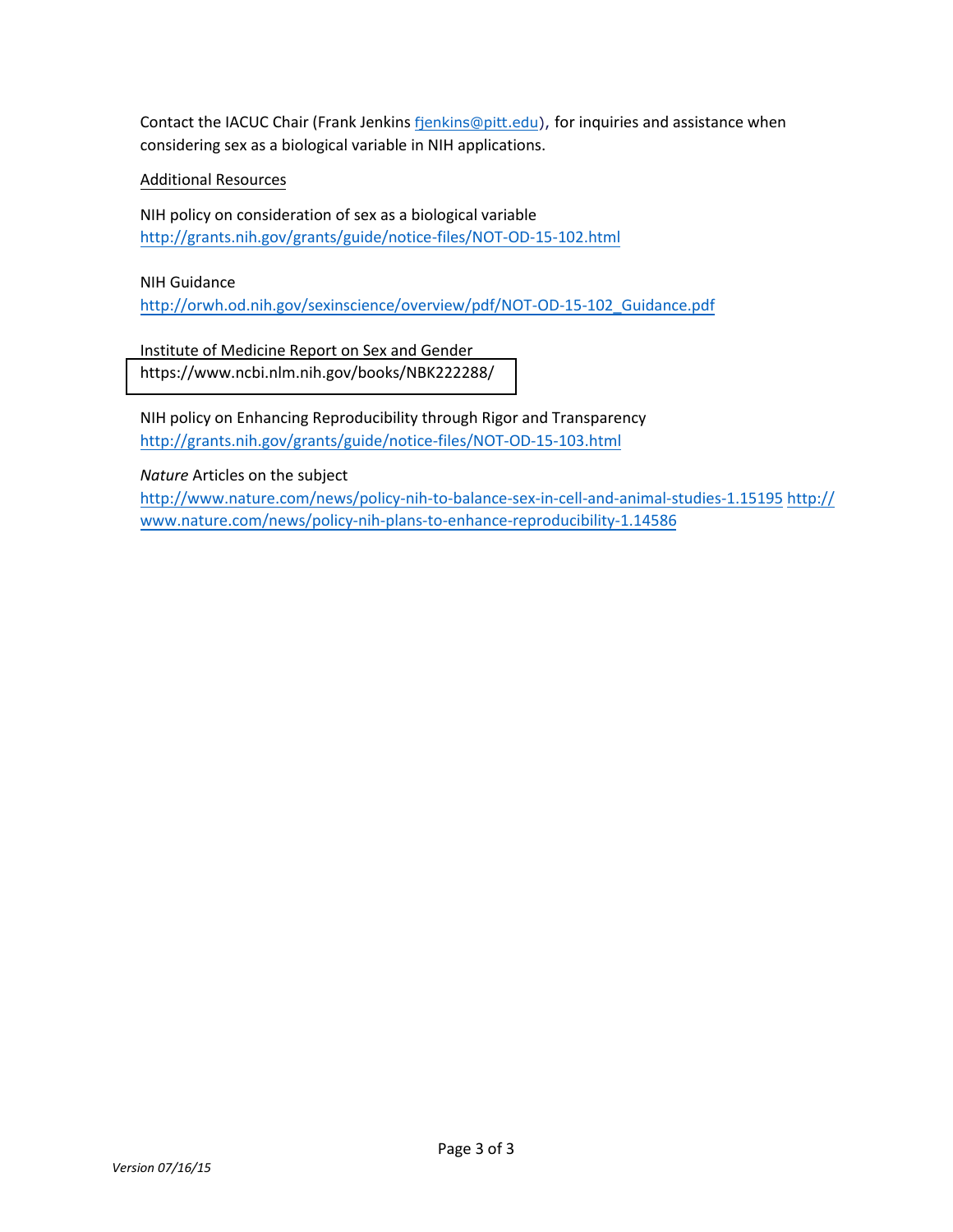Contact the IACUC Chair (Frank Jenkins fjenkins@pitt.edu), for inquiries and assistance when considering sex as a biological variable in NIH applications.

Additional Resources

NIH policy on consideration of sex as a biological variable
http://grants.nih.gov/grants/guide/notice-files/NOT-OD-15-102.html

NIH Guidance
http://orwh.od.nih.gov/sexinscience/overview/pdf/NOT-OD-15-102_Guidance.pdf

Institute of Medicine Report on Sex and Gender
https://www.ncbi.nlm.nih.gov/books/NBK222288/

NIH policy on Enhancing Reproducibility through Rigor and Transparency
http://grants.nih.gov/grants/guide/notice-files/NOT-OD-15-103.html

*Nature* Articles on the subject
http://www.nature.com/news/policy-nih-to-balance-sex-in-cell-and-animal-studies-1.15195 http://www.nature.com/news/policy-nih-plans-to-enhance-reproducibility-1.14586

*Version 07/16/15*